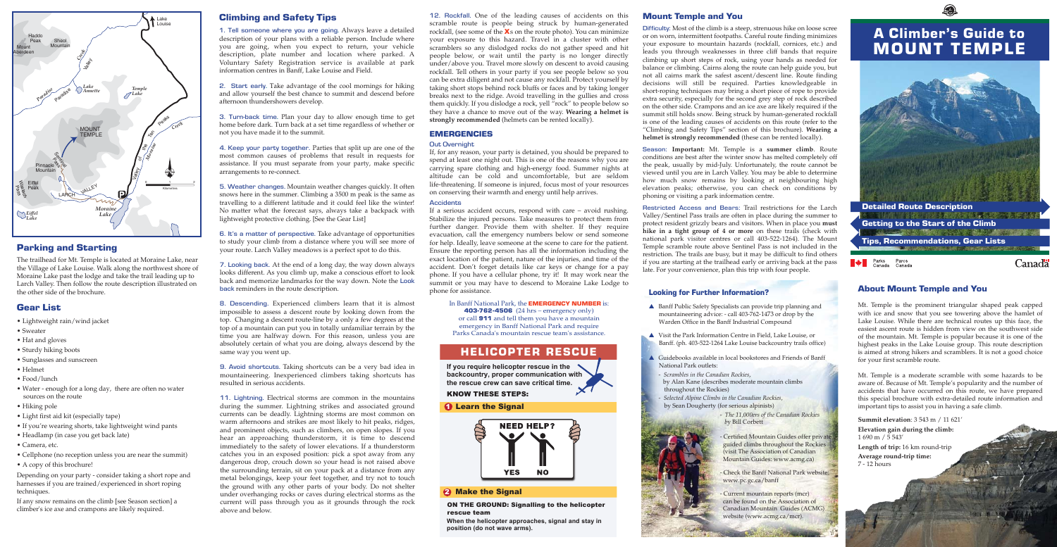# A Climber's Guide to MOUNT TEMPLE

Detailed Route Description

Getting to the Start of the Climb

Tips, Recommendations, Gear Lists

Parks Canada / Parcs Canada

Canada

## About Mount Temple and You

Mt. Temple is the prominent triangular shaped peak capped with ice and snow that you see towering above the hamlet of Lake Louise. While there are technical routes up this face, the easiest ascent route is hidden from view on the southwest side of the mountain. Mt. Temple is popular because it is one of the highest peaks in the Lake Louise group. This route description is aimed at strong hikers and scramblers. It is not a good choice for your first scramble route.

Mt. Temple is a moderate scramble with some hazards to be aware of. Because of Mt. Temple's popularity and the number of accidents that have occurred on this route, we have prepared this special brochure with extra-detailed route information and important tips to assist you in having a safe climb.

**Summit elevation**: 3 543 m / 11 621'

**Elevation gain during the climb:** 1 690 m / 5 543'

**Length of trip:** 16 km round-trip

**Average round-trip time:** 7 - 12 hours

## Parking and Starting

The trailhead for Mt. Temple is located at Moraine Lake, near the Village of Lake Louise. Walk along the northwest shore of Moraine Lake past the lodge and take the trail leading up to Larch Valley. Then follow the route description illustrated on the other side of the brochure.

## Gear List

- Lightweight rain/wind jacket
- Sweater
- Hat and gloves
- Sturdy hiking boots
- Sunglasses and sunscreen
- Helmet
- Food/lunch
- Water - enough for a long day, there are often no water sources on the route
- Hiking pole
- Light first aid kit (especially tape)
- If you're wearing shorts, take lightweight wind pants
- Headlamp (in case you get back late)
- Camera, etc.
- Cellphone (no reception unless you are near the summit)
- A copy of this brochure!

Depending on your party - consider taking a short rope and harnesses if you are trained/experienced in short roping techniques.

If any snow remains on the climb [see Season section] a climber's ice axe and crampons are likely required.

## Climbing and Safety Tips

1. Tell someone where you are going. Always leave a detailed description of your plans with a reliable person. Include where you are going, when you expect to return, your vehicle description, plate number and location where parked. A Voluntary Safety Registration service is available at park information centres in Banff, Lake Louise and Field.

2. Start early. Take advantage of the cool mornings for hiking and allow yourself the best chance to summit and descend before afternoon thundershowers develop.

3. Turn-back time. Plan your day to allow enough time to get home before dark. Turn back at a set time regardless of whether or not you have made it to the summit.

4. Keep your party together. Parties that split up are one of the most common causes of problems that result in requests for assistance. If you must separate from your party, make specific arrangements to re-connect.

5. Weather changes. Mountain weather changes quickly. It often snows here in the summer. Climbing a 3500 m peak is the same as travelling to a different latitude and it could feel like the winter! No matter what the forecast says, always take a backpack with lightweight protective clothing. [See the Gear List]

6. It's a matter of perspective. Take advantage of opportunities to study your climb from a distance where you will see more of your route. Larch Valley meadows is a perfect spot to do this.

7. Looking back. At the end of a long day, the way down always looks different. As you climb up, make a conscious effort to look back and memorize landmarks for the way down. Note the Look back reminders in the route description.

8. Descending. Experienced climbers learn that it is almost impossible to assess a descent route by looking down from the top. Changing a descent route-line by a only a few degrees at the top of a mountain can put you in totally unfamiliar terrain by the time you are halfway down. For this reason, unless you are absolutely certain of what you are doing, always descend by the same way you went up.

9. Avoid shortcuts. Taking shortcuts can be a very bad idea in mountaineering. Inexperienced climbers taking shortcuts has resulted in serious accidents.

11. Lightning. Electrical storms are common in the mountains during the summer. Lightning strikes and associated ground currents can be deadly. Lightning storms are most common on warm afternoons and strikes are most likely to hit peaks, ridges, and prominent objects, such as climbers, on open slopes. If you hear an approaching thunderstorm, it is time to descend immediately to the safety of lower elevations. If a thunderstorm catches you in an exposed position: pick a spot away from any dangerous drop, crouch down so your head is not raised above the surrounding terrain, set your pack at a distance from any metal belongings, keep your feet together, and try not to touch the ground with any other parts of your body. Do not shelter under overhanging rocks or caves during electrical storms as the current will pass through you as it grounds through the rock above and below.

12. Rockfall. One of the leading causes of accidents on this scramble route is people being struck by human-generated rockfall, (see some of the **X**s on the route photo). You can minimize your exposure to this hazard. Travel in a cluster with other scramblers so any dislodged rocks do not gather speed and hit people below, or wait until the party is no longer directly under/above you. Travel more slowly on descent to avoid causing rockfall. Tell others in your party if you see people below so you can be extra diligent and not cause any rockfall. Protect yourself by taking short stops behind rock bluffs or faces and by taking longer breaks next to the ridge. Avoid travelling in the gullies and cross them quickly. If you dislodge a rock, yell "rock" to people below so they have a chance to move out of the way. **Wearing a helmet is strongly recommended** (helmets can be rented locally).

## EMERGENCIES

### Out Overnight

If, for any reason, your party is detained, you should be prepared to spend at least one night out. This is one of the reasons why you are carrying spare clothing and high-energy food. Summer nights at altitude can be cold and uncomfortable, but are seldom life-threatening. If someone is injured, focus most of your resources on conserving their warmth and energy until help arrives.

### Accidents

If a serious accident occurs, respond with care – avoid rushing. Stabilize the injured persons. Take measures to protect them from further danger. Provide them with shelter. If they require evacuation, call the emergency numbers below or send someone for help. Ideally, leave someone at the scene to care for the patient. Ensure the reporting person has all the information including the exact location of the patient, nature of the injuries, and time of the accident. Don't forget details like car keys or change for a pay phone. If you have a cellular phone, try it! It may work near the summit or you may have to descend to Moraine Lake Lodge to phone for assistance.

In Banff National Park, the **EMERGENCY NUMBER** is: **403-762-4506** (24 hrs – emergency only) or call **911** and tell them you have a mountain emergency in Banff National Park and require Parks Canada's mountain rescue team's assistance.

## HELICOPTER RESCUE

**If you require helicopter rescue in the backcountry, proper communication with the rescue crew can save critical time.**

**KNOW THESE STEPS:**

**1 Learn the Signal**

NEED HELP? YES NO

**2 Make the Signal**

**ON THE GROUND: Signalling to the helicopter rescue team**

**When the helicopter approaches, signal and stay in position (do not wave arms).**

## Mount Temple and You

Difficulty: Most of the climb is a steep, strenuous hike on loose scree or on worn, intermittent footpaths. Careful route finding minimizes your exposure to mountain hazards (rockfall, cornices, etc.) and leads you through weaknesses in three cliff bands that require climbing up short steps of rock, using your hands as needed for balance or climbing. Cairns along the route can help guide you, but not all cairns mark the safest ascent/descent line. Route finding decisions will still be required. Parties knowledgeable in short-roping techniques may bring a short piece of rope to provide extra security, especially for the second grey step of rock described on the other side. Crampons and an ice axe are likely required if the summit still holds snow. Being struck by human-generated rockfall is one of the leading causes of accidents on this route (refer to the "Climbing and Safety Tips" section of this brochure). **Wearing a helmet is strongly recommended** (these can be rented locally).

Season: **Important:** Mt. Temple is a **summer climb**. Route conditions are best after the winter snow has melted completely off the peak, usually by mid-July. Unfortunately, the route cannot be viewed until you are in Larch Valley. You may be able to determine how much snow remains by looking at neighbouring high elevation peaks; otherwise, you can check on conditions by phoning or visiting a park information centre.

Restricted Access and Bears: Trail restrictions for the Larch Valley/Sentinel Pass trails are often in place during the summer to protect resident grizzly bears and visitors. When in place you **must hike in a tight group of 4 or more** on these trails (check with national park visitor centres or call 403-522-1264). The Mount Temple scramble route above Sentinel Pass is not included in the restriction. The trails are busy, but it may be difficult to find others if you are starting at the trailhead early or arriving back at the pass late. For your convenience, plan this trip with four people.

### Looking for Further Information?

- Banff Public Safety Specialists can provide trip planning and mountaineering advice: - call 403-762-1473 or drop by the Warden Office in the Banff Industrial Compound
- Visit the Park Information Centre in Field, Lake Louise, or Banff. (ph. 403-522-1264 Lake Louise backcountry trails office)
- Guidebooks available in local bookstores and Friends of Banff National Park outlets:
  - *Scrambles in the Canadian Rockies*, by Alan Kane (describes moderate mountain climbs throughout the Rockies)
  - *Selected Alpine Climbs in the Canadian Rockies*, by Sean Dougherty (for serious alpinists)
  - *The 11,000ers of the Canadian Rockies* by Bill Corbett
  - Certified Mountain Guides offer private guided climbs throughout the Rockies (visit The Association of Canadian Mountain Guides: www.acmg.ca)
  - Check the Banff National Park website: www.pc.gc.ca/banff
  - Current mountain reports (mcr) can be found on the Association of Canadian Mountain Guides (ACMG) website (www.acmg.ca/mcr).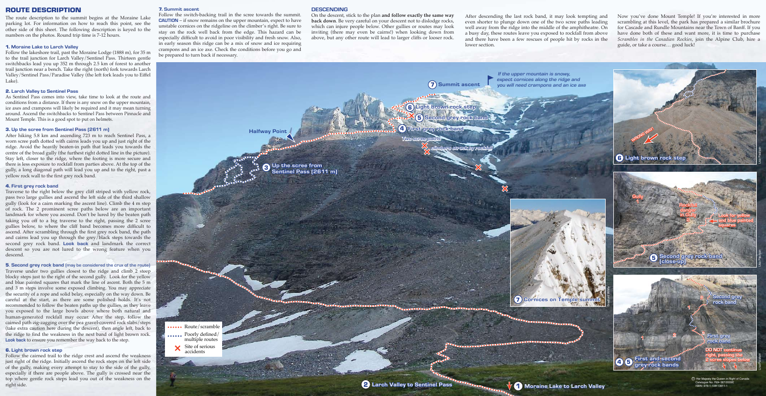## ROUTE DESCRIPTION

The route description to the summit begins at the Moraine Lake parking lot. For information on how to reach this point, see the other side of this sheet. The following description is keyed to the numbers on the photos. Round trip time is 7-12 hours.

### 1. Moraine Lake to Larch Valley

Follow the lakeshore trail, past the Moraine Lodge (1888 m), for 35 m to the trail junction for Larch Valley/Sentinel Pass. Thirteen gentle switchbacks lead you up 352 m through 2.5 km of forest to another trail junction near a bench. Take the right (north) fork towards Larch Valley/Sentinel Pass/Paradise Valley (the left fork leads you to Eiffel Lake).

### 2. Larch Valley to Sentinel Pass

As Sentinel Pass comes into view, take time to look at the route and conditions from a distance. If there is any snow on the upper mountain, ice axes and crampons will likely be required and it may mean turning around. Ascend the switchbacks to Sentinel Pass between Pinnacle and Mount Temple. This is a good spot to put on helmets.

### 3. Up the scree from Sentinel Pass (2611 m)

After hiking 5.8 km and ascending 723 m to reach Sentinel Pass, a worn scree path dotted with cairns leads you up and just right of the ridge. Avoid the heavily beaten-in path that leads you towards the centre of the broad gully (the furthest right dotted line in the picture). Stay left, closer to the ridge, where the footing is more secure and there is less exposure to rockfall from parties above. At the top of the gully, a long diagonal path will lead you up and to the right, past a yellow rock wall to the first grey rock band.

### 4. First grey rock band

Traverse to the right below the grey cliff striped with yellow rock, pass two large gullies and ascend the left side of the third shallow gully (look for a cairn marking the ascent line). Climb the 4 m step of rock. The 2 prominent scree paths below are an important landmark for where you ascend. Don't be lured by the beaten path taking you off to a big traverse to the right, passing the 2 scree gullies below, to where the cliff band becomes more difficult to ascend. After scrambling through the first grey rock band, the path and cairns lead you up through the grey/black steps towards the second grey rock band. **Look back** and landmark the correct descent so you are not lured to the wrong feature when you descend.

### 5. Second grey rock band (may be considered the crux of the route)

Traverse under two gullies closest to the ridge and climb 2 steep blocky steps just to the right of the second gully. Look for the yellow and blue painted squares that mark the line of ascent. Both the 5 m and 3 m steps involve some exposed climbing. You may appreciate the security of a rope and solid belay, especially on the way down. Be careful at the start, as there are some polished holds. It's not recommended to follow the beaten paths up the gullies, as they leave you exposed to the large bowls above where both natural and human-generated rockfall may occur. After the step, follow the cairned path zig-zagging over the pea gravel-covered rock slabs/steps (take extra caution here during the descent), then angle left, back to the ridge to find the weakness in the next band of light brown rock. **Look back** to ensure you remember the way back to the step.

### 6. Light brown rock step

Follow the cairned trail to the ridge crest and ascend the weakness just right of the ridge. Initially ascend the rock steps on the left side of the gully, making every attempt to stay to the side of the gully, especially if there are people above. The gully is crossed near the top where gentle rock steps lead you out of the weakness on the right side.

### 7. Summit ascent

Follow the switch-backing trail in the scree towards the summit. **CAUTION** – if snow remains on the upper mountain, expect to have unstable cornices on the ridgeline on the climber's right. Be sure to stay on the rock well back from the edge. This hazard can be especially difficult to avoid in poor visibility and fresh snow. Also, in early season this ridge can be a mix of snow and ice requiring crampons and an ice axe. Check the conditions before you go and be prepared to turn back if necessary.

### DESCENDING

On the descent, stick to the plan **and follow exactly the same way back down**. Be very careful on your descent not to dislodge rocks, which can injure people below. Other gullies or routes may look inviting (there may even be cairns!) when looking down from above, but any other route will lead to larger cliffs or looser rock.

After descending the last rock band, it may look tempting and even shorter to plunge down one of the two scree paths leading well away from the ridge into the middle of the amphitheatre. On a busy day, these routes leave you exposed to rockfall from above and there have been a few rescues of people hit by rocks in the lower section.

Now you've done Mount Temple! If you're interested in more scrambling at this level, the park has prepared a similar brochure for Cascade and Rundle Mountains near the Town of Banff. If you have done both of these and want more, it is time to purchase *Scrambles in the Canadian Rockies*, join the Alpine Club, hire a guide, or take a course… good luck!

*If the upper mountain is snowy, expect cornices along the ridge and you will need crampons and an ice axe*

7 Summit ascent

6 Light brown rock step

5 Second grey rock band

4 First grey rock band

Two scree paths

climbers struck by rockfall

Halfway Point

3 Up the scree from Sentinel Pass (2611 m)

7 Cornices on Temple summit

2 Larch Valley to Sentinel Pass

1 Moraine Lake to Larch Valley

Route/scramble

Poorly defined/ multiple routes

Site of serious accidents

WRONG WAY

6 Light brown rock step

Gully 1

Rockfall danger in Gully 2

Look for yellow and blue painted squares

5 Second grey rock band (close-up)

Second grey rock band

First grey rock band

DO NOT continue right, passing the 2 scree slopes below

4 5 First and second grey rock bands

© Her Majesty the Queen in Right of Canada
Catalogue No: R64-367/2008E
ISBN: 978-1-100-13911-1